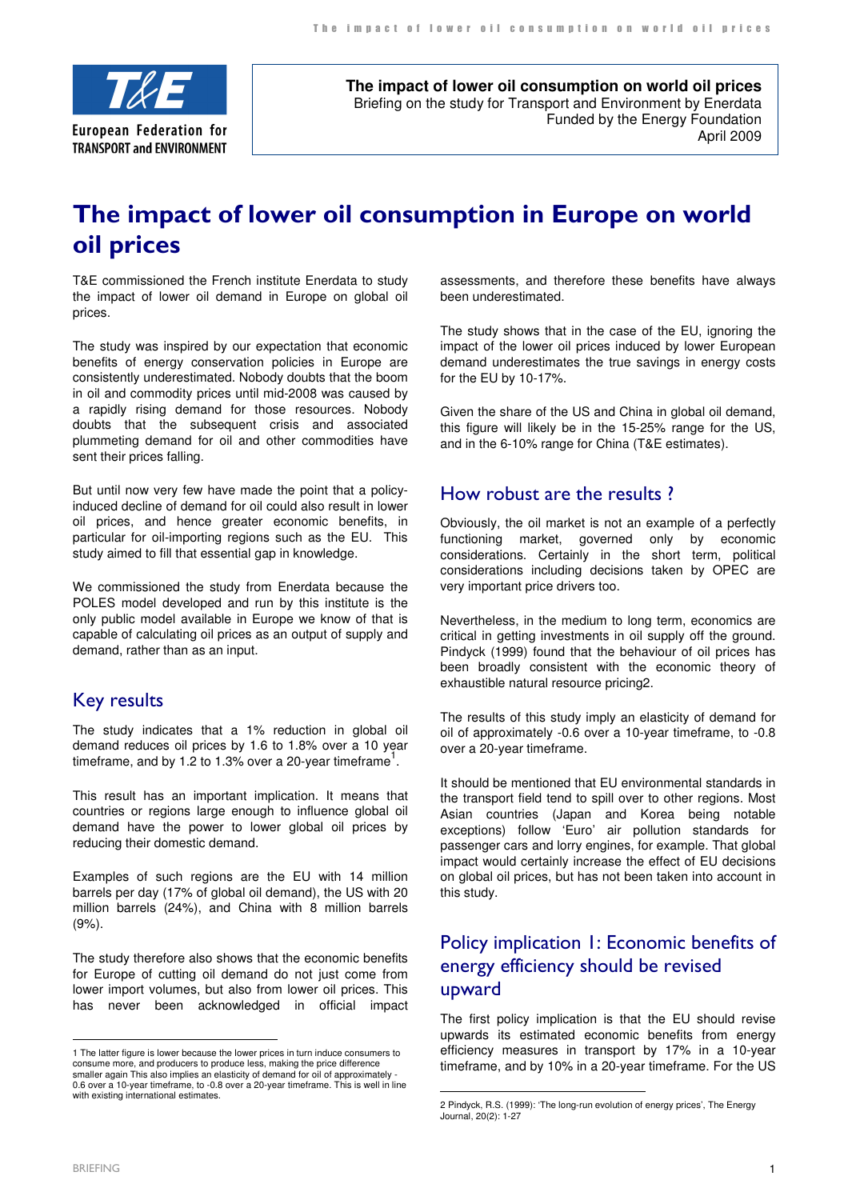European Federation for TRANSPORT and ENVIRONMENT

**The impact of lower oil consumption on world oil prices**
Briefing on the study for Transport and Environment by Enerdata
Funded by the Energy Foundation
April 2009

# The impact of lower oil consumption in Europe on world oil prices

T&E commissioned the French institute Enerdata to study the impact of lower oil demand in Europe on global oil prices.

The study was inspired by our expectation that economic benefits of energy conservation policies in Europe are consistently underestimated. Nobody doubts that the boom in oil and commodity prices until mid-2008 was caused by a rapidly rising demand for those resources. Nobody doubts that the subsequent crisis and associated plummeting demand for oil and other commodities have sent their prices falling.

But until now very few have made the point that a policy-induced decline of demand for oil could also result in lower oil prices, and hence greater economic benefits, in particular for oil-importing regions such as the EU. This study aimed to fill that essential gap in knowledge.

We commissioned the study from Enerdata because the POLES model developed and run by this institute is the only public model available in Europe we know of that is capable of calculating oil prices as an output of supply and demand, rather than as an input.

## Key results

The study indicates that a 1% reduction in global oil demand reduces oil prices by 1.6 to 1.8% over a 10 year timeframe, and by 1.2 to 1.3% over a 20-year timeframe[1].

This result has an important implication. It means that countries or regions large enough to influence global oil demand have the power to lower global oil prices by reducing their domestic demand.

Examples of such regions are the EU with 14 million barrels per day (17% of global oil demand), the US with 20 million barrels (24%), and China with 8 million barrels (9%).

The study therefore also shows that the economic benefits for Europe of cutting oil demand do not just come from lower import volumes, but also from lower oil prices. This has never been acknowledged in official impact assessments, and therefore these benefits have always been underestimated.

The study shows that in the case of the EU, ignoring the impact of the lower oil prices induced by lower European demand underestimates the true savings in energy costs for the EU by 10-17%.

Given the share of the US and China in global oil demand, this figure will likely be in the 15-25% range for the US, and in the 6-10% range for China (T&E estimates).

## How robust are the results ?

Obviously, the oil market is not an example of a perfectly functioning market, governed only by economic considerations. Certainly in the short term, political considerations including decisions taken by OPEC are very important price drivers too.

Nevertheless, in the medium to long term, economics are critical in getting investments in oil supply off the ground. Pindyck (1999) found that the behaviour of oil prices has been broadly consistent with the economic theory of exhaustible natural resource pricing[2].

The results of this study imply an elasticity of demand for oil of approximately -0.6 over a 10-year timeframe, to -0.8 over a 20-year timeframe.

It should be mentioned that EU environmental standards in the transport field tend to spill over to other regions. Most Asian countries (Japan and Korea being notable exceptions) follow 'Euro' air pollution standards for passenger cars and lorry engines, for example. That global impact would certainly increase the effect of EU decisions on global oil prices, but has not been taken into account in this study.

## Policy implication 1: Economic benefits of energy efficiency should be revised upward

The first policy implication is that the EU should revise upwards its estimated economic benefits from energy efficiency measures in transport by 17% in a 10-year timeframe, and by 10% in a 20-year timeframe. For the US

---

1 The latter figure is lower because the lower prices in turn induce consumers to consume more, and producers to produce less, making the price difference smaller again This also implies an elasticity of demand for oil of approximately -0.6 over a 10-year timeframe, to -0.8 over a 20-year timeframe. This is well in line with existing international estimates.

2 Pindyck, R.S. (1999): 'The long-run evolution of energy prices', The Energy Journal, 20(2): 1-27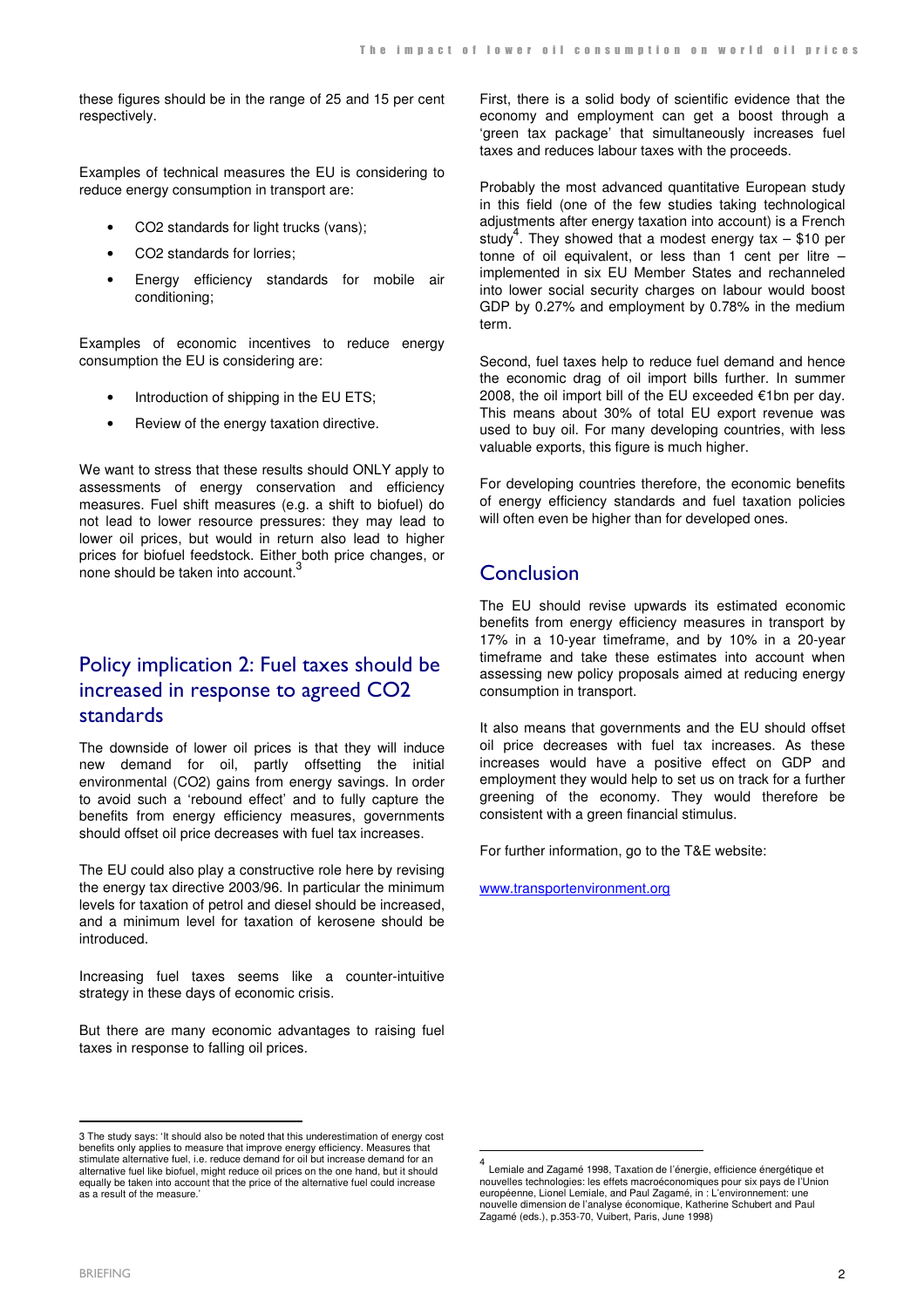these figures should be in the range of 25 and 15 per cent respectively.

Examples of technical measures the EU is considering to reduce energy consumption in transport are:

- $CO_2$ standards for light trucks (vans);
- $CO_2$ standards for lorries;
- Energy efficiency standards for mobile air conditioning;

Examples of economic incentives to reduce energy consumption the EU is considering are:

- Introduction of shipping in the EU ETS;
- Review of the energy taxation directive.

We want to stress that these results should ONLY apply to assessments of energy conservation and efficiency measures. Fuel shift measures (e.g. a shift to biofuel) do not lead to lower resource pressures: they may lead to lower oil prices, but would in return also lead to higher prices for biofuel feedstock. Either both price changes, or none should be taken into account.[3]

## Policy implication 2: Fuel taxes should be increased in response to agreed CO2 standards

The downside of lower oil prices is that they will induce new demand for oil, partly offsetting the initial environmental ($CO_2$) gains from energy savings. In order to avoid such a 'rebound effect' and to fully capture the benefits from energy efficiency measures, governments should offset oil price decreases with fuel tax increases.

The EU could also play a constructive role here by revising the energy tax directive 2003/96. In particular the minimum levels for taxation of petrol and diesel should be increased, and a minimum level for taxation of kerosene should be introduced.

Increasing fuel taxes seems like a counter-intuitive strategy in these days of economic crisis.

But there are many economic advantages to raising fuel taxes in response to falling oil prices.

First, there is a solid body of scientific evidence that the economy and employment can get a boost through a 'green tax package' that simultaneously increases fuel taxes and reduces labour taxes with the proceeds.

Probably the most advanced quantitative European study in this field (one of the few studies taking technological adjustments after energy taxation into account) is a French study[4]. They showed that a modest energy tax – \$10 per tonne of oil equivalent, or less than 1 cent per litre – implemented in six EU Member States and rechanneled into lower social security charges on labour would boost GDP by 0.27% and employment by 0.78% in the medium term.

Second, fuel taxes help to reduce fuel demand and hence the economic drag of oil import bills further. In summer 2008, the oil import bill of the EU exceeded €1bn per day. This means about 30% of total EU export revenue was used to buy oil. For many developing countries, with less valuable exports, this figure is much higher.

For developing countries therefore, the economic benefits of energy efficiency standards and fuel taxation policies will often even be higher than for developed ones.

## Conclusion

The EU should revise upwards its estimated economic benefits from energy efficiency measures in transport by 17% in a 10-year timeframe, and by 10% in a 20-year timeframe and take these estimates into account when assessing new policy proposals aimed at reducing energy consumption in transport.

It also means that governments and the EU should offset oil price decreases with fuel tax increases. As these increases would have a positive effect on GDP and employment they would help to set us on track for a further greening of the economy. They would therefore be consistent with a green financial stimulus.

For further information, go to the T&E website:

www.transportenvironment.org

---

3 The study says: 'It should also be noted that this underestimation of energy cost benefits only applies to measure that improve energy efficiency. Measures that stimulate alternative fuel, i.e. reduce demand for oil but increase demand for an alternative fuel like biofuel, might reduce oil prices on the one hand, but it should equally be taken into account that the price of the alternative fuel could increase as a result of the measure.'

4 Lemiale and Zagamé 1998, Taxation de l'énergie, efficience énergétique et nouvelles technologies: les effets macroéconomiques pour six pays de l'Union européenne, Lionel Lemiale, and Paul Zagamé, in : L'environnement: une nouvelle dimension de l'analyse économique, Katherine Schubert and Paul Zagamé (eds.), p.353-70, Vuibert, Paris, June 1998)